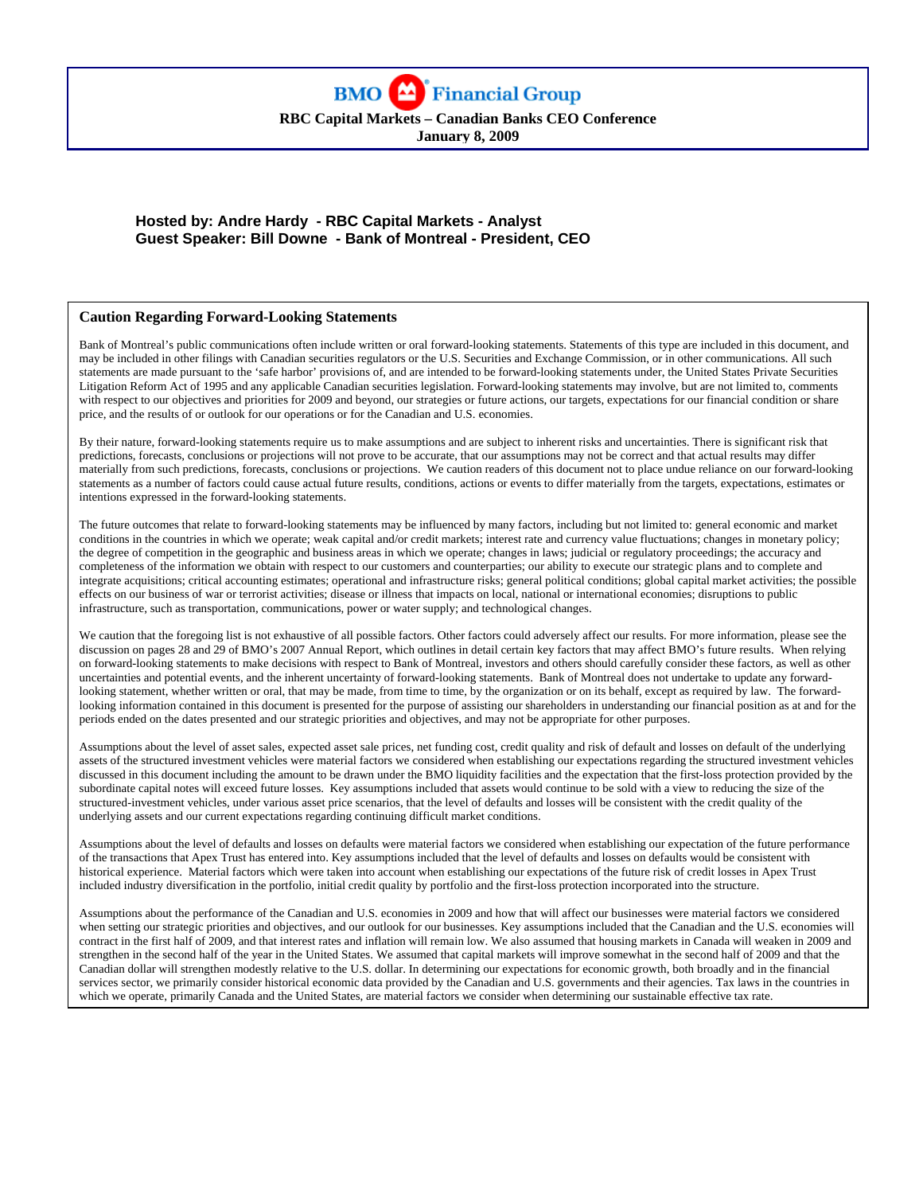# BMO Financial Group

**RBC Capital Markets – Canadian Banks CEO Conference**
**January 8, 2009**

**Hosted by: Andre Hardy - RBC Capital Markets - Analyst**
**Guest Speaker: Bill Downe - Bank of Montreal - President, CEO**

## Caution Regarding Forward-Looking Statements

Bank of Montreal's public communications often include written or oral forward-looking statements. Statements of this type are included in this document, and may be included in other filings with Canadian securities regulators or the U.S. Securities and Exchange Commission, or in other communications. All such statements are made pursuant to the 'safe harbor' provisions of, and are intended to be forward-looking statements under, the United States Private Securities Litigation Reform Act of 1995 and any applicable Canadian securities legislation. Forward-looking statements may involve, but are not limited to, comments with respect to our objectives and priorities for 2009 and beyond, our strategies or future actions, our targets, expectations for our financial condition or share price, and the results of or outlook for our operations or for the Canadian and U.S. economies.

By their nature, forward-looking statements require us to make assumptions and are subject to inherent risks and uncertainties. There is significant risk that predictions, forecasts, conclusions or projections will not prove to be accurate, that our assumptions may not be correct and that actual results may differ materially from such predictions, forecasts, conclusions or projections. We caution readers of this document not to place undue reliance on our forward-looking statements as a number of factors could cause actual future results, conditions, actions or events to differ materially from the targets, expectations, estimates or intentions expressed in the forward-looking statements.

The future outcomes that relate to forward-looking statements may be influenced by many factors, including but not limited to: general economic and market conditions in the countries in which we operate; weak capital and/or credit markets; interest rate and currency value fluctuations; changes in monetary policy; the degree of competition in the geographic and business areas in which we operate; changes in laws; judicial or regulatory proceedings; the accuracy and completeness of the information we obtain with respect to our customers and counterparties; our ability to execute our strategic plans and to complete and integrate acquisitions; critical accounting estimates; operational and infrastructure risks; general political conditions; global capital market activities; the possible effects on our business of war or terrorist activities; disease or illness that impacts on local, national or international economies; disruptions to public infrastructure, such as transportation, communications, power or water supply; and technological changes.

We caution that the foregoing list is not exhaustive of all possible factors. Other factors could adversely affect our results. For more information, please see the discussion on pages 28 and 29 of BMO's 2007 Annual Report, which outlines in detail certain key factors that may affect BMO's future results. When relying on forward-looking statements to make decisions with respect to Bank of Montreal, investors and others should carefully consider these factors, as well as other uncertainties and potential events, and the inherent uncertainty of forward-looking statements. Bank of Montreal does not undertake to update any forward-looking statement, whether written or oral, that may be made, from time to time, by the organization or on its behalf, except as required by law. The forward-looking information contained in this document is presented for the purpose of assisting our shareholders in understanding our financial position as at and for the periods ended on the dates presented and our strategic priorities and objectives, and may not be appropriate for other purposes.

Assumptions about the level of asset sales, expected asset sale prices, net funding cost, credit quality and risk of default and losses on default of the underlying assets of the structured investment vehicles were material factors we considered when establishing our expectations regarding the structured investment vehicles discussed in this document including the amount to be drawn under the BMO liquidity facilities and the expectation that the first-loss protection provided by the subordinate capital notes will exceed future losses. Key assumptions included that assets would continue to be sold with a view to reducing the size of the structured-investment vehicles, under various asset price scenarios, that the level of defaults and losses will be consistent with the credit quality of the underlying assets and our current expectations regarding continuing difficult market conditions.

Assumptions about the level of defaults and losses on defaults were material factors we considered when establishing our expectation of the future performance of the transactions that Apex Trust has entered into. Key assumptions included that the level of defaults and losses on defaults would be consistent with historical experience. Material factors which were taken into account when establishing our expectations of the future risk of credit losses in Apex Trust included industry diversification in the portfolio, initial credit quality by portfolio and the first-loss protection incorporated into the structure.

Assumptions about the performance of the Canadian and U.S. economies in 2009 and how that will affect our businesses were material factors we considered when setting our strategic priorities and objectives, and our outlook for our businesses. Key assumptions included that the Canadian and the U.S. economies will contract in the first half of 2009, and that interest rates and inflation will remain low. We also assumed that housing markets in Canada will weaken in 2009 and strengthen in the second half of the year in the United States. We assumed that capital markets will improve somewhat in the second half of 2009 and that the Canadian dollar will strengthen modestly relative to the U.S. dollar. In determining our expectations for economic growth, both broadly and in the financial services sector, we primarily consider historical economic data provided by the Canadian and U.S. governments and their agencies. Tax laws in the countries in which we operate, primarily Canada and the United States, are material factors we consider when determining our sustainable effective tax rate.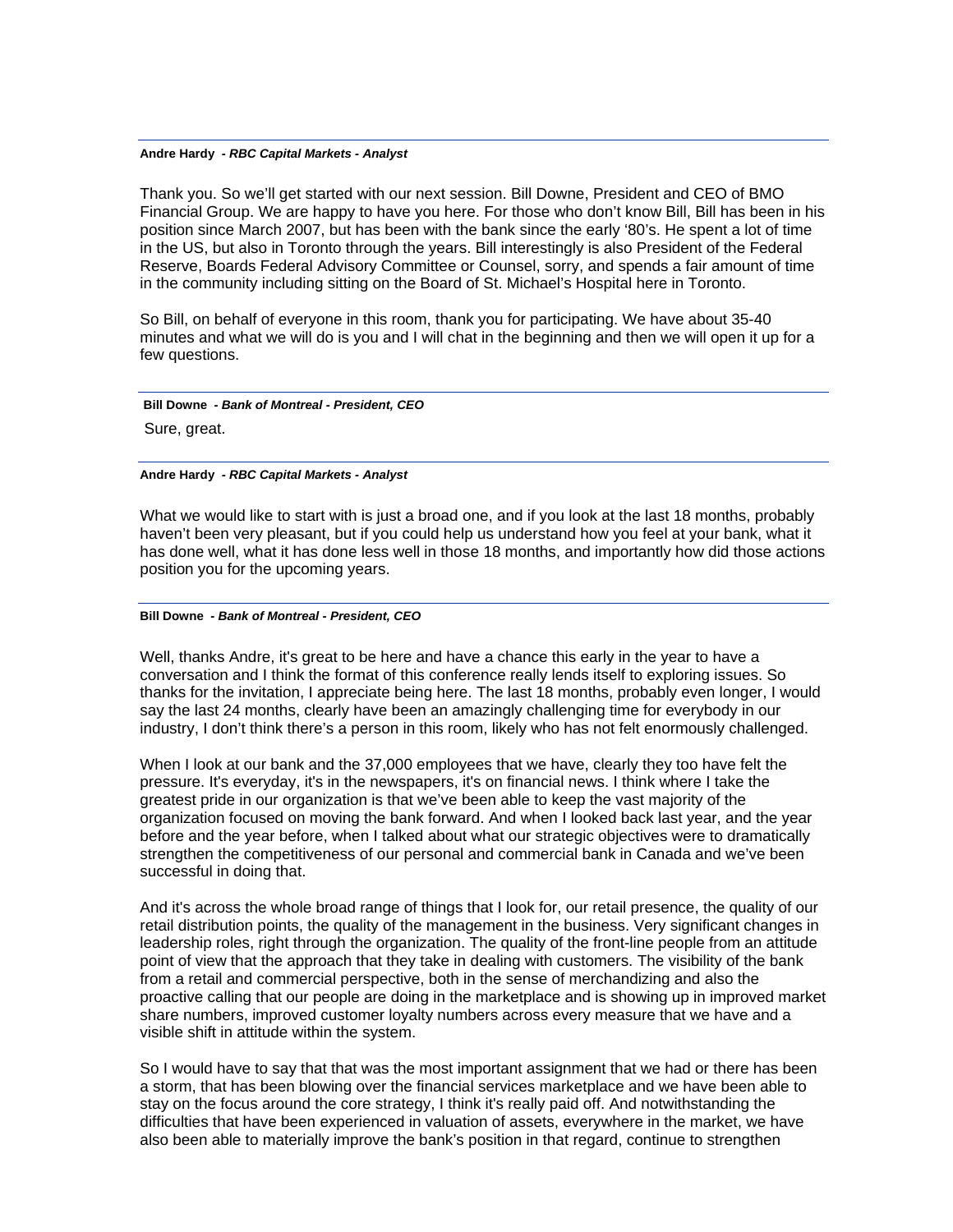**Andre Hardy** *- RBC Capital Markets - Analyst*

Thank you. So we'll get started with our next session. Bill Downe, President and CEO of BMO Financial Group. We are happy to have you here. For those who don't know Bill, Bill has been in his position since March 2007, but has been with the bank since the early '80's. He spent a lot of time in the US, but also in Toronto through the years. Bill interestingly is also President of the Federal Reserve, Boards Federal Advisory Committee or Counsel, sorry, and spends a fair amount of time in the community including sitting on the Board of St. Michael's Hospital here in Toronto.

So Bill, on behalf of everyone in this room, thank you for participating. We have about 35-40 minutes and what we will do is you and I will chat in the beginning and then we will open it up for a few questions.

**Bill Downe** *- Bank of Montreal - President, CEO*

Sure, great.

**Andre Hardy** *- RBC Capital Markets - Analyst*

What we would like to start with is just a broad one, and if you look at the last 18 months, probably haven't been very pleasant, but if you could help us understand how you feel at your bank, what it has done well, what it has done less well in those 18 months, and importantly how did those actions position you for the upcoming years.

**Bill Downe** *- Bank of Montreal - President, CEO*

Well, thanks Andre, it's great to be here and have a chance this early in the year to have a conversation and I think the format of this conference really lends itself to exploring issues. So thanks for the invitation, I appreciate being here. The last 18 months, probably even longer, I would say the last 24 months, clearly have been an amazingly challenging time for everybody in our industry, I don't think there's a person in this room, likely who has not felt enormously challenged.

When I look at our bank and the 37,000 employees that we have, clearly they too have felt the pressure. It's everyday, it's in the newspapers, it's on financial news. I think where I take the greatest pride in our organization is that we've been able to keep the vast majority of the organization focused on moving the bank forward. And when I looked back last year, and the year before and the year before, when I talked about what our strategic objectives were to dramatically strengthen the competitiveness of our personal and commercial bank in Canada and we've been successful in doing that.

And it's across the whole broad range of things that I look for, our retail presence, the quality of our retail distribution points, the quality of the management in the business. Very significant changes in leadership roles, right through the organization. The quality of the front-line people from an attitude point of view that the approach that they take in dealing with customers. The visibility of the bank from a retail and commercial perspective, both in the sense of merchandizing and also the proactive calling that our people are doing in the marketplace and is showing up in improved market share numbers, improved customer loyalty numbers across every measure that we have and a visible shift in attitude within the system.

So I would have to say that that was the most important assignment that we had or there has been a storm, that has been blowing over the financial services marketplace and we have been able to stay on the focus around the core strategy, I think it's really paid off. And notwithstanding the difficulties that have been experienced in valuation of assets, everywhere in the market, we have also been able to materially improve the bank's position in that regard, continue to strengthen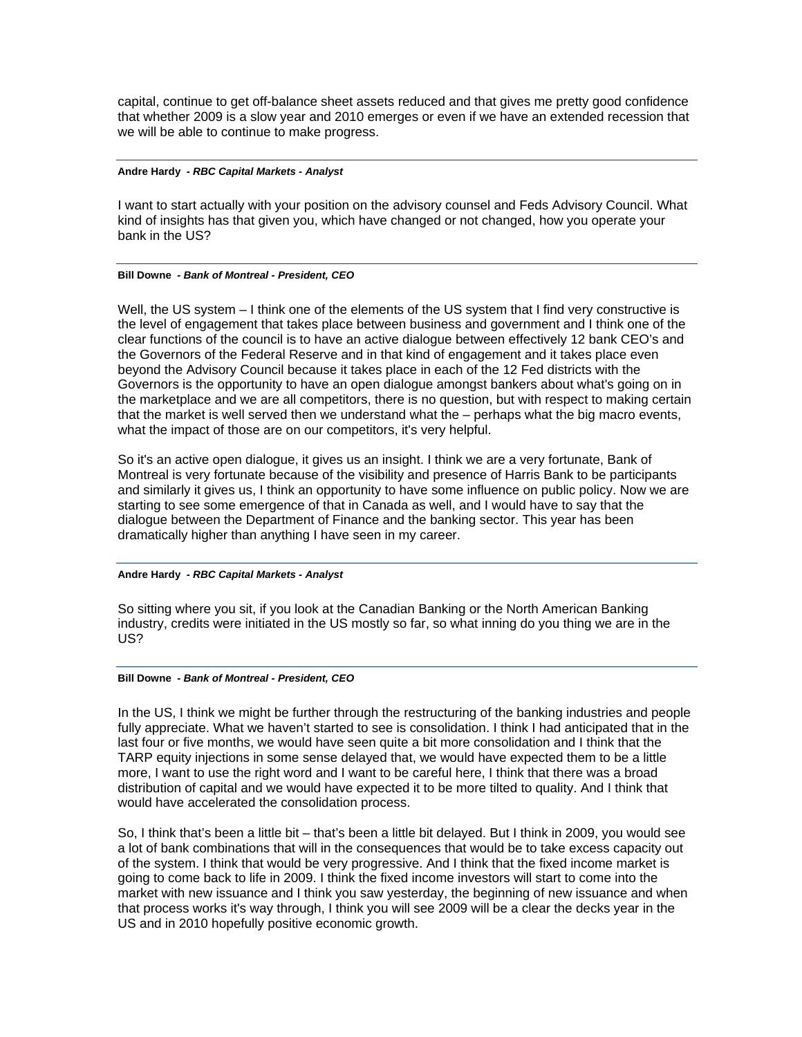capital, continue to get off-balance sheet assets reduced and that gives me pretty good confidence that whether 2009 is a slow year and 2010 emerges or even if we have an extended recession that we will be able to continue to make progress.

---

**Andre Hardy** *- RBC Capital Markets - Analyst*

I want to start actually with your position on the advisory counsel and Feds Advisory Council. What kind of insights has that given you, which have changed or not changed, how you operate your bank in the US?

---

**Bill Downe** *- Bank of Montreal - President, CEO*

Well, the US system – I think one of the elements of the US system that I find very constructive is the level of engagement that takes place between business and government and I think one of the clear functions of the council is to have an active dialogue between effectively 12 bank CEO's and the Governors of the Federal Reserve and in that kind of engagement and it takes place even beyond the Advisory Council because it takes place in each of the 12 Fed districts with the Governors is the opportunity to have an open dialogue amongst bankers about what's going on in the marketplace and we are all competitors, there is no question, but with respect to making certain that the market is well served then we understand what the – perhaps what the big macro events, what the impact of those are on our competitors, it's very helpful.

So it's an active open dialogue, it gives us an insight. I think we are a very fortunate, Bank of Montreal is very fortunate because of the visibility and presence of Harris Bank to be participants and similarly it gives us, I think an opportunity to have some influence on public policy. Now we are starting to see some emergence of that in Canada as well, and I would have to say that the dialogue between the Department of Finance and the banking sector. This year has been dramatically higher than anything I have seen in my career.

---

**Andre Hardy** *- RBC Capital Markets - Analyst*

So sitting where you sit, if you look at the Canadian Banking or the North American Banking industry, credits were initiated in the US mostly so far, so what inning do you thing we are in the US?

---

**Bill Downe** *- Bank of Montreal - President, CEO*

In the US, I think we might be further through the restructuring of the banking industries and people fully appreciate. What we haven't started to see is consolidation. I think I had anticipated that in the last four or five months, we would have seen quite a bit more consolidation and I think that the TARP equity injections in some sense delayed that, we would have expected them to be a little more, I want to use the right word and I want to be careful here, I think that there was a broad distribution of capital and we would have expected it to be more tilted to quality. And I think that would have accelerated the consolidation process.

So, I think that's been a little bit – that's been a little bit delayed. But I think in 2009, you would see a lot of bank combinations that will in the consequences that would be to take excess capacity out of the system. I think that would be very progressive. And I think that the fixed income market is going to come back to life in 2009. I think the fixed income investors will start to come into the market with new issuance and I think you saw yesterday, the beginning of new issuance and when that process works it's way through, I think you will see 2009 will be a clear the decks year in the US and in 2010 hopefully positive economic growth.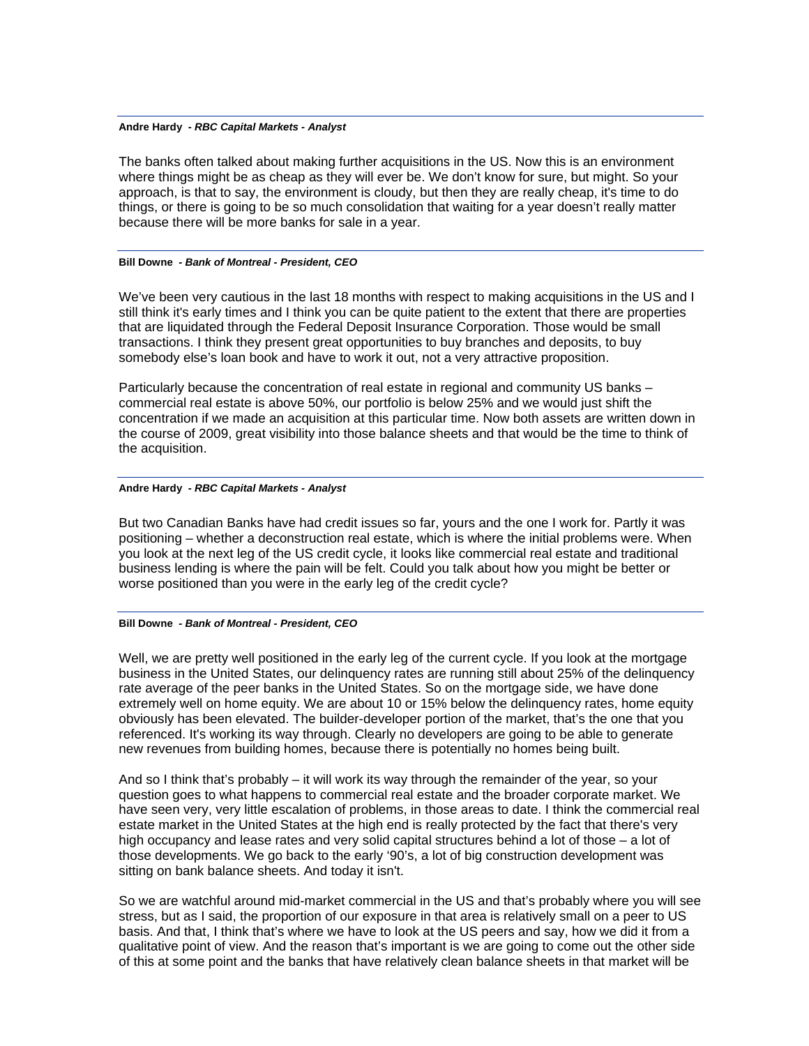**Andre Hardy** *- RBC Capital Markets - Analyst*

The banks often talked about making further acquisitions in the US. Now this is an environment where things might be as cheap as they will ever be. We don't know for sure, but might. So your approach, is that to say, the environment is cloudy, but then they are really cheap, it's time to do things, or there is going to be so much consolidation that waiting for a year doesn't really matter because there will be more banks for sale in a year.

---

**Bill Downe** *- Bank of Montreal - President, CEO*

We've been very cautious in the last 18 months with respect to making acquisitions in the US and I still think it's early times and I think you can be quite patient to the extent that there are properties that are liquidated through the Federal Deposit Insurance Corporation. Those would be small transactions. I think they present great opportunities to buy branches and deposits, to buy somebody else's loan book and have to work it out, not a very attractive proposition.

Particularly because the concentration of real estate in regional and community US banks – commercial real estate is above 50%, our portfolio is below 25% and we would just shift the concentration if we made an acquisition at this particular time. Now both assets are written down in the course of 2009, great visibility into those balance sheets and that would be the time to think of the acquisition.

---

**Andre Hardy** *- RBC Capital Markets - Analyst*

But two Canadian Banks have had credit issues so far, yours and the one I work for. Partly it was positioning – whether a deconstruction real estate, which is where the initial problems were. When you look at the next leg of the US credit cycle, it looks like commercial real estate and traditional business lending is where the pain will be felt. Could you talk about how you might be better or worse positioned than you were in the early leg of the credit cycle?

---

**Bill Downe** *- Bank of Montreal - President, CEO*

Well, we are pretty well positioned in the early leg of the current cycle. If you look at the mortgage business in the United States, our delinquency rates are running still about 25% of the delinquency rate average of the peer banks in the United States. So on the mortgage side, we have done extremely well on home equity. We are about 10 or 15% below the delinquency rates, home equity obviously has been elevated. The builder-developer portion of the market, that's the one that you referenced. It's working its way through. Clearly no developers are going to be able to generate new revenues from building homes, because there is potentially no homes being built.

And so I think that's probably – it will work its way through the remainder of the year, so your question goes to what happens to commercial real estate and the broader corporate market. We have seen very, very little escalation of problems, in those areas to date. I think the commercial real estate market in the United States at the high end is really protected by the fact that there's very high occupancy and lease rates and very solid capital structures behind a lot of those – a lot of those developments. We go back to the early '90's, a lot of big construction development was sitting on bank balance sheets. And today it isn't.

So we are watchful around mid-market commercial in the US and that's probably where you will see stress, but as I said, the proportion of our exposure in that area is relatively small on a peer to US basis. And that, I think that's where we have to look at the US peers and say, how we did it from a qualitative point of view. And the reason that's important is we are going to come out the other side of this at some point and the banks that have relatively clean balance sheets in that market will be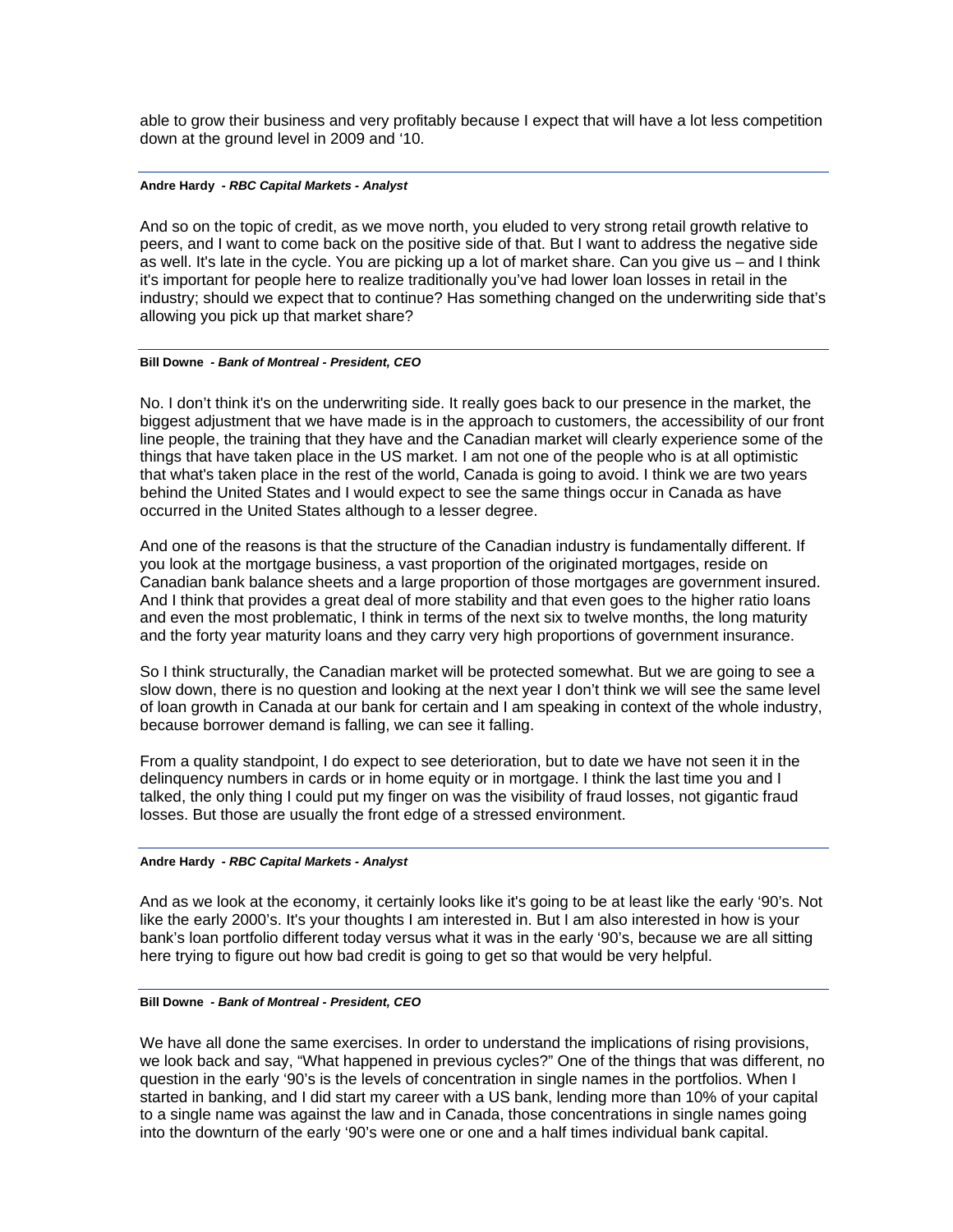able to grow their business and very profitably because I expect that will have a lot less competition down at the ground level in 2009 and '10.

---

**Andre Hardy** *- RBC Capital Markets - Analyst*

And so on the topic of credit, as we move north, you eluded to very strong retail growth relative to peers, and I want to come back on the positive side of that. But I want to address the negative side as well. It's late in the cycle. You are picking up a lot of market share. Can you give us – and I think it's important for people here to realize traditionally you've had lower loan losses in retail in the industry; should we expect that to continue? Has something changed on the underwriting side that's allowing you pick up that market share?

---

**Bill Downe** *- Bank of Montreal - President, CEO*

No. I don't think it's on the underwriting side. It really goes back to our presence in the market, the biggest adjustment that we have made is in the approach to customers, the accessibility of our front line people, the training that they have and the Canadian market will clearly experience some of the things that have taken place in the US market. I am not one of the people who is at all optimistic that what's taken place in the rest of the world, Canada is going to avoid. I think we are two years behind the United States and I would expect to see the same things occur in Canada as have occurred in the United States although to a lesser degree.

And one of the reasons is that the structure of the Canadian industry is fundamentally different. If you look at the mortgage business, a vast proportion of the originated mortgages, reside on Canadian bank balance sheets and a large proportion of those mortgages are government insured. And I think that provides a great deal of more stability and that even goes to the higher ratio loans and even the most problematic, I think in terms of the next six to twelve months, the long maturity and the forty year maturity loans and they carry very high proportions of government insurance.

So I think structurally, the Canadian market will be protected somewhat. But we are going to see a slow down, there is no question and looking at the next year I don't think we will see the same level of loan growth in Canada at our bank for certain and I am speaking in context of the whole industry, because borrower demand is falling, we can see it falling.

From a quality standpoint, I do expect to see deterioration, but to date we have not seen it in the delinquency numbers in cards or in home equity or in mortgage. I think the last time you and I talked, the only thing I could put my finger on was the visibility of fraud losses, not gigantic fraud losses. But those are usually the front edge of a stressed environment.

---

**Andre Hardy** *- RBC Capital Markets - Analyst*

And as we look at the economy, it certainly looks like it's going to be at least like the early '90's. Not like the early 2000's. It's your thoughts I am interested in. But I am also interested in how is your bank's loan portfolio different today versus what it was in the early '90's, because we are all sitting here trying to figure out how bad credit is going to get so that would be very helpful.

---

**Bill Downe** *- Bank of Montreal - President, CEO*

We have all done the same exercises. In order to understand the implications of rising provisions, we look back and say, "What happened in previous cycles?" One of the things that was different, no question in the early '90's is the levels of concentration in single names in the portfolios. When I started in banking, and I did start my career with a US bank, lending more than 10% of your capital to a single name was against the law and in Canada, those concentrations in single names going into the downturn of the early '90's were one or one and a half times individual bank capital.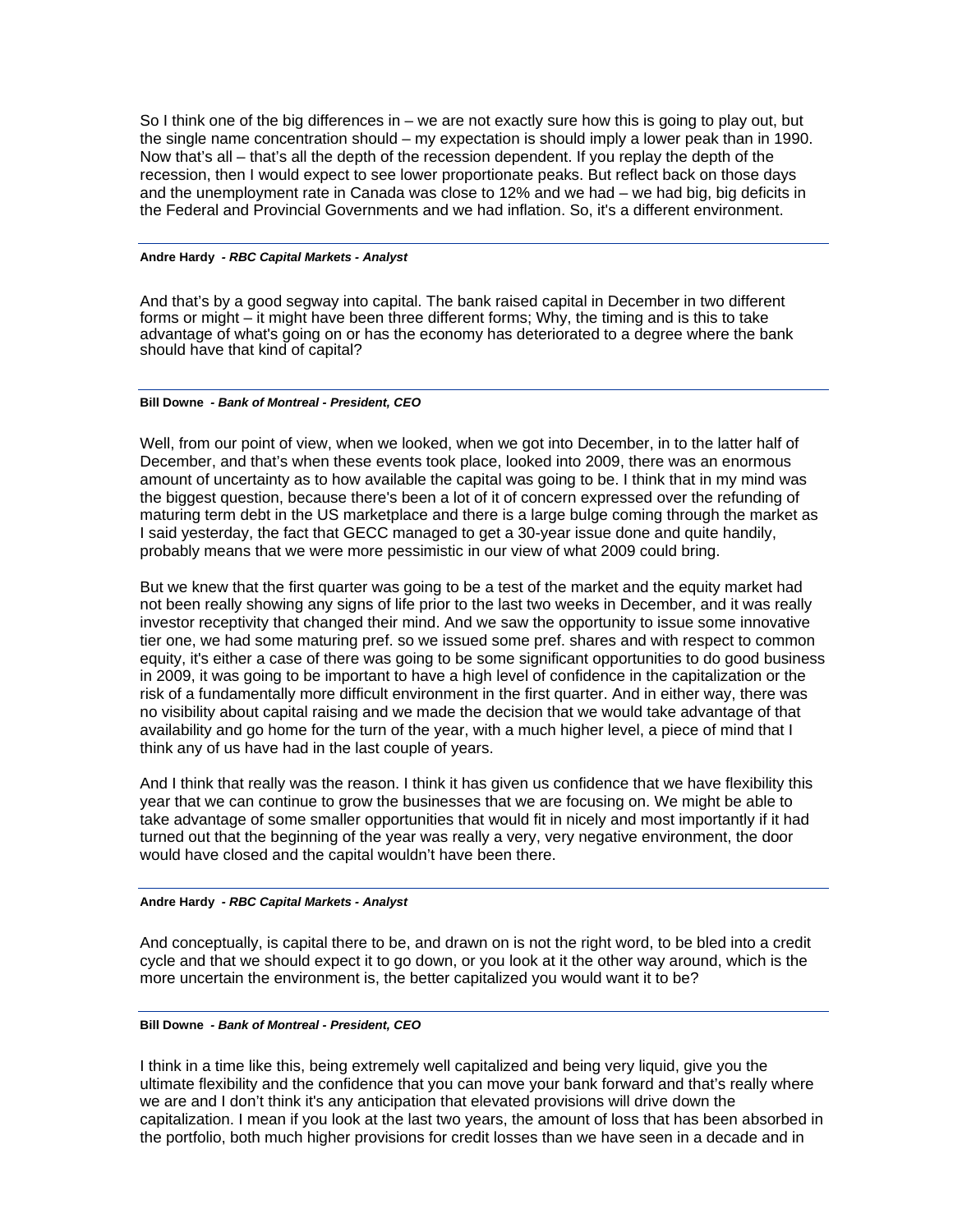So I think one of the big differences in – we are not exactly sure how this is going to play out, but the single name concentration should – my expectation is should imply a lower peak than in 1990. Now that's all – that's all the depth of the recession dependent. If you replay the depth of the recession, then I would expect to see lower proportionate peaks. But reflect back on those days and the unemployment rate in Canada was close to 12% and we had – we had big, big deficits in the Federal and Provincial Governments and we had inflation. So, it's a different environment.

---

**Andre Hardy** *- RBC Capital Markets - Analyst*

And that's by a good segway into capital. The bank raised capital in December in two different forms or might – it might have been three different forms; Why, the timing and is this to take advantage of what's going on or has the economy has deteriorated to a degree where the bank should have that kind of capital?

---

**Bill Downe** *- Bank of Montreal - President, CEO*

Well, from our point of view, when we looked, when we got into December, in to the latter half of December, and that's when these events took place, looked into 2009, there was an enormous amount of uncertainty as to how available the capital was going to be. I think that in my mind was the biggest question, because there's been a lot of it of concern expressed over the refunding of maturing term debt in the US marketplace and there is a large bulge coming through the market as I said yesterday, the fact that GECC managed to get a 30-year issue done and quite handily, probably means that we were more pessimistic in our view of what 2009 could bring.

But we knew that the first quarter was going to be a test of the market and the equity market had not been really showing any signs of life prior to the last two weeks in December, and it was really investor receptivity that changed their mind. And we saw the opportunity to issue some innovative tier one, we had some maturing pref. so we issued some pref. shares and with respect to common equity, it's either a case of there was going to be some significant opportunities to do good business in 2009, it was going to be important to have a high level of confidence in the capitalization or the risk of a fundamentally more difficult environment in the first quarter. And in either way, there was no visibility about capital raising and we made the decision that we would take advantage of that availability and go home for the turn of the year, with a much higher level, a piece of mind that I think any of us have had in the last couple of years.

And I think that really was the reason. I think it has given us confidence that we have flexibility this year that we can continue to grow the businesses that we are focusing on. We might be able to take advantage of some smaller opportunities that would fit in nicely and most importantly if it had turned out that the beginning of the year was really a very, very negative environment, the door would have closed and the capital wouldn't have been there.

---

**Andre Hardy** *- RBC Capital Markets - Analyst*

And conceptually, is capital there to be, and drawn on is not the right word, to be bled into a credit cycle and that we should expect it to go down, or you look at it the other way around, which is the more uncertain the environment is, the better capitalized you would want it to be?

---

**Bill Downe** *- Bank of Montreal - President, CEO*

I think in a time like this, being extremely well capitalized and being very liquid, give you the ultimate flexibility and the confidence that you can move your bank forward and that's really where we are and I don't think it's any anticipation that elevated provisions will drive down the capitalization. I mean if you look at the last two years, the amount of loss that has been absorbed in the portfolio, both much higher provisions for credit losses than we have seen in a decade and in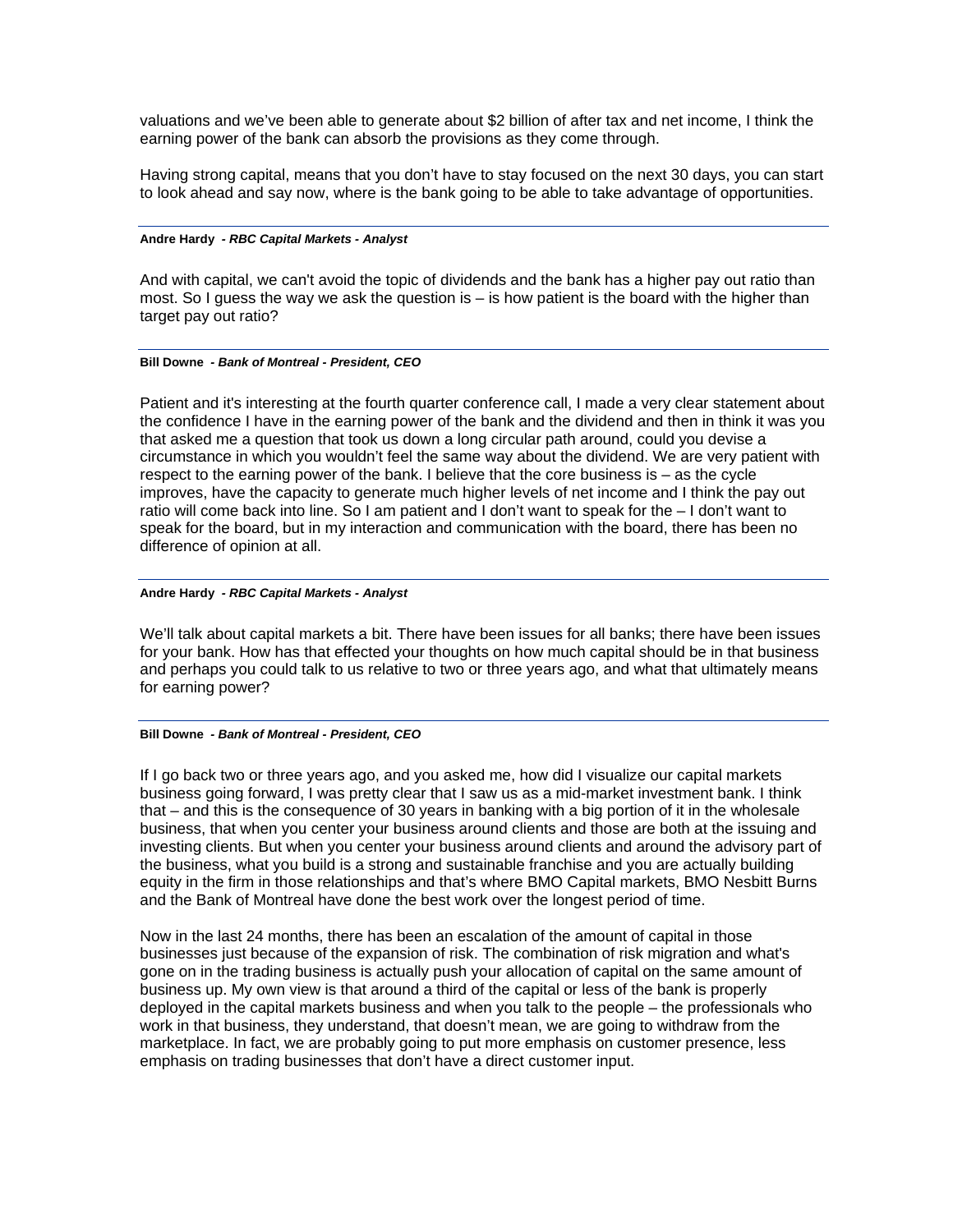valuations and we've been able to generate about $2 billion of after tax and net income, I think the earning power of the bank can absorb the provisions as they come through.

Having strong capital, means that you don't have to stay focused on the next 30 days, you can start to look ahead and say now, where is the bank going to be able to take advantage of opportunities.

---

**Andre Hardy** *- RBC Capital Markets - Analyst*

And with capital, we can't avoid the topic of dividends and the bank has a higher pay out ratio than most. So I guess the way we ask the question is – is how patient is the board with the higher than target pay out ratio?

---

**Bill Downe** *- Bank of Montreal - President, CEO*

Patient and it's interesting at the fourth quarter conference call, I made a very clear statement about the confidence I have in the earning power of the bank and the dividend and then in think it was you that asked me a question that took us down a long circular path around, could you devise a circumstance in which you wouldn't feel the same way about the dividend. We are very patient with respect to the earning power of the bank. I believe that the core business is – as the cycle improves, have the capacity to generate much higher levels of net income and I think the pay out ratio will come back into line. So I am patient and I don't want to speak for the – I don't want to speak for the board, but in my interaction and communication with the board, there has been no difference of opinion at all.

---

**Andre Hardy** *- RBC Capital Markets - Analyst*

We'll talk about capital markets a bit. There have been issues for all banks; there have been issues for your bank. How has that effected your thoughts on how much capital should be in that business and perhaps you could talk to us relative to two or three years ago, and what that ultimately means for earning power?

---

**Bill Downe** *- Bank of Montreal - President, CEO*

If I go back two or three years ago, and you asked me, how did I visualize our capital markets business going forward, I was pretty clear that I saw us as a mid-market investment bank. I think that – and this is the consequence of 30 years in banking with a big portion of it in the wholesale business, that when you center your business around clients and those are both at the issuing and investing clients. But when you center your business around clients and around the advisory part of the business, what you build is a strong and sustainable franchise and you are actually building equity in the firm in those relationships and that's where BMO Capital markets, BMO Nesbitt Burns and the Bank of Montreal have done the best work over the longest period of time.

Now in the last 24 months, there has been an escalation of the amount of capital in those businesses just because of the expansion of risk. The combination of risk migration and what's gone on in the trading business is actually push your allocation of capital on the same amount of business up. My own view is that around a third of the capital or less of the bank is properly deployed in the capital markets business and when you talk to the people – the professionals who work in that business, they understand, that doesn't mean, we are going to withdraw from the marketplace. In fact, we are probably going to put more emphasis on customer presence, less emphasis on trading businesses that don't have a direct customer input.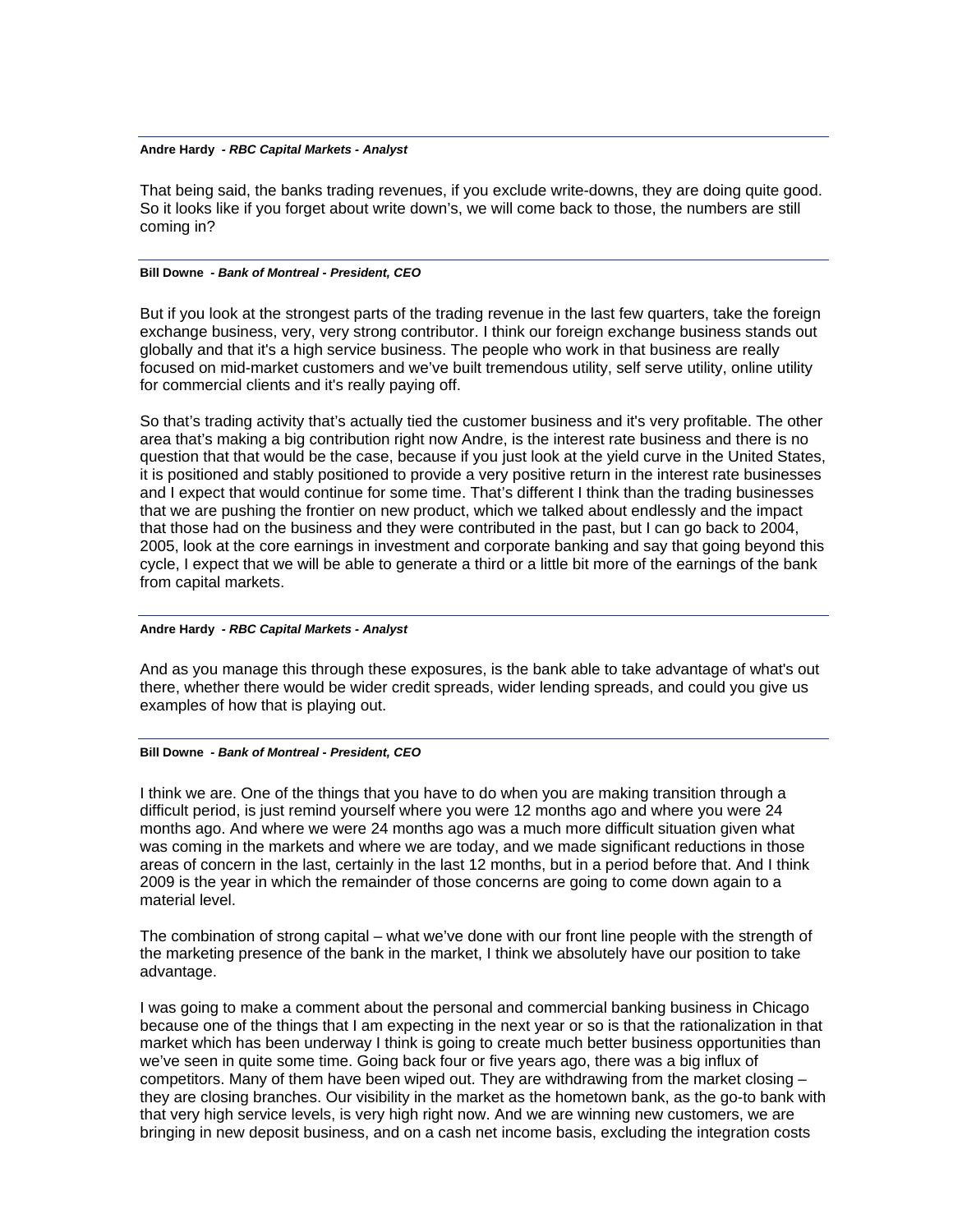**Andre Hardy** *- RBC Capital Markets - Analyst*

That being said, the banks trading revenues, if you exclude write-downs, they are doing quite good. So it looks like if you forget about write down's, we will come back to those, the numbers are still coming in?

---

**Bill Downe** *- Bank of Montreal - President, CEO*

But if you look at the strongest parts of the trading revenue in the last few quarters, take the foreign exchange business, very, very strong contributor. I think our foreign exchange business stands out globally and that it's a high service business. The people who work in that business are really focused on mid-market customers and we've built tremendous utility, self serve utility, online utility for commercial clients and it's really paying off.

So that's trading activity that's actually tied the customer business and it's very profitable. The other area that's making a big contribution right now Andre, is the interest rate business and there is no question that that would be the case, because if you just look at the yield curve in the United States, it is positioned and stably positioned to provide a very positive return in the interest rate businesses and I expect that would continue for some time. That's different I think than the trading businesses that we are pushing the frontier on new product, which we talked about endlessly and the impact that those had on the business and they were contributed in the past, but I can go back to 2004, 2005, look at the core earnings in investment and corporate banking and say that going beyond this cycle, I expect that we will be able to generate a third or a little bit more of the earnings of the bank from capital markets.

---

**Andre Hardy** *- RBC Capital Markets - Analyst*

And as you manage this through these exposures, is the bank able to take advantage of what's out there, whether there would be wider credit spreads, wider lending spreads, and could you give us examples of how that is playing out.

---

**Bill Downe** *- Bank of Montreal - President, CEO*

I think we are. One of the things that you have to do when you are making transition through a difficult period, is just remind yourself where you were 12 months ago and where you were 24 months ago. And where we were 24 months ago was a much more difficult situation given what was coming in the markets and where we are today, and we made significant reductions in those areas of concern in the last, certainly in the last 12 months, but in a period before that. And I think 2009 is the year in which the remainder of those concerns are going to come down again to a material level.

The combination of strong capital – what we've done with our front line people with the strength of the marketing presence of the bank in the market, I think we absolutely have our position to take advantage.

I was going to make a comment about the personal and commercial banking business in Chicago because one of the things that I am expecting in the next year or so is that the rationalization in that market which has been underway I think is going to create much better business opportunities than we've seen in quite some time. Going back four or five years ago, there was a big influx of competitors. Many of them have been wiped out. They are withdrawing from the market closing – they are closing branches. Our visibility in the market as the hometown bank, as the go-to bank with that very high service levels, is very high right now. And we are winning new customers, we are bringing in new deposit business, and on a cash net income basis, excluding the integration costs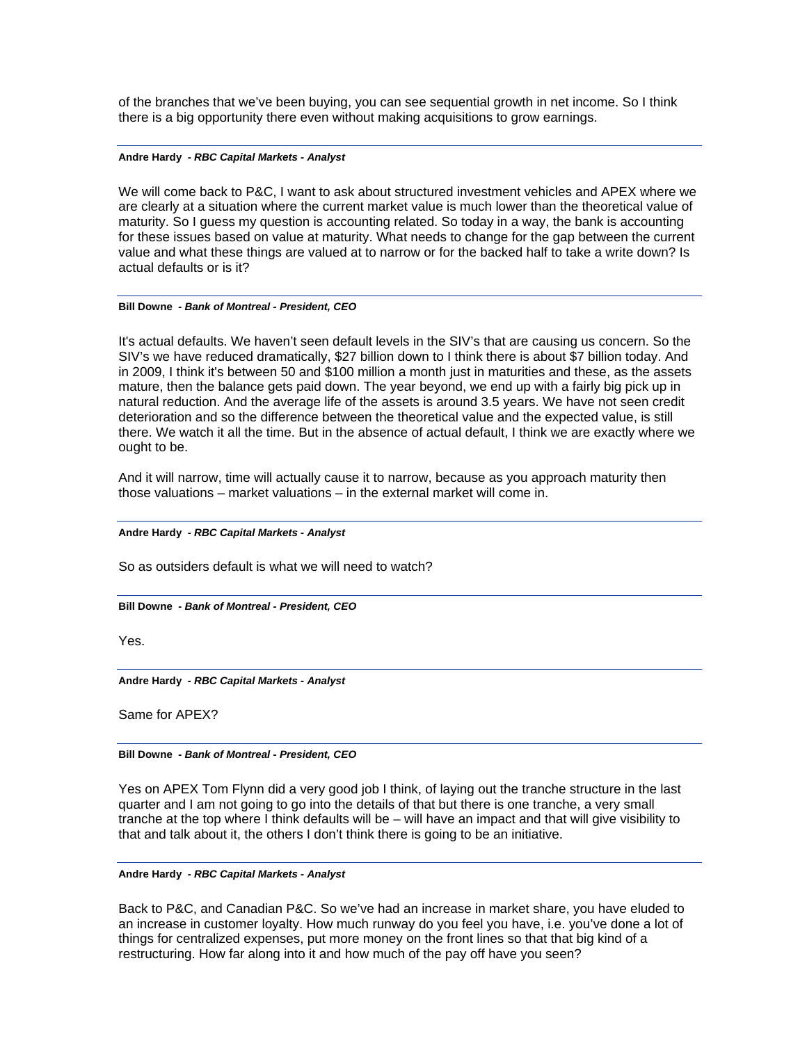of the branches that we've been buying, you can see sequential growth in net income. So I think there is a big opportunity there even without making acquisitions to grow earnings.

---

**Andre Hardy** *- RBC Capital Markets - Analyst*

We will come back to P&C, I want to ask about structured investment vehicles and APEX where we are clearly at a situation where the current market value is much lower than the theoretical value of maturity. So I guess my question is accounting related. So today in a way, the bank is accounting for these issues based on value at maturity. What needs to change for the gap between the current value and what these things are valued at to narrow or for the backed half to take a write down? Is actual defaults or is it?

---

**Bill Downe** *- Bank of Montreal - President, CEO*

It's actual defaults. We haven't seen default levels in the SIV's that are causing us concern. So the SIV's we have reduced dramatically, $27 billion down to I think there is about $7 billion today. And in 2009, I think it's between 50 and $100 million a month just in maturities and these, as the assets mature, then the balance gets paid down. The year beyond, we end up with a fairly big pick up in natural reduction. And the average life of the assets is around 3.5 years. We have not seen credit deterioration and so the difference between the theoretical value and the expected value, is still there. We watch it all the time. But in the absence of actual default, I think we are exactly where we ought to be.

And it will narrow, time will actually cause it to narrow, because as you approach maturity then those valuations – market valuations – in the external market will come in.

---

**Andre Hardy** *- RBC Capital Markets - Analyst*

So as outsiders default is what we will need to watch?

---

**Bill Downe** *- Bank of Montreal - President, CEO*

Yes.

---

**Andre Hardy** *- RBC Capital Markets - Analyst*

Same for APEX?

---

**Bill Downe** *- Bank of Montreal - President, CEO*

Yes on APEX Tom Flynn did a very good job I think, of laying out the tranche structure in the last quarter and I am not going to go into the details of that but there is one tranche, a very small tranche at the top where I think defaults will be – will have an impact and that will give visibility to that and talk about it, the others I don't think there is going to be an initiative.

---

**Andre Hardy** *- RBC Capital Markets - Analyst*

Back to P&C, and Canadian P&C. So we've had an increase in market share, you have eluded to an increase in customer loyalty. How much runway do you feel you have, i.e. you've done a lot of things for centralized expenses, put more money on the front lines so that that big kind of a restructuring. How far along into it and how much of the pay off have you seen?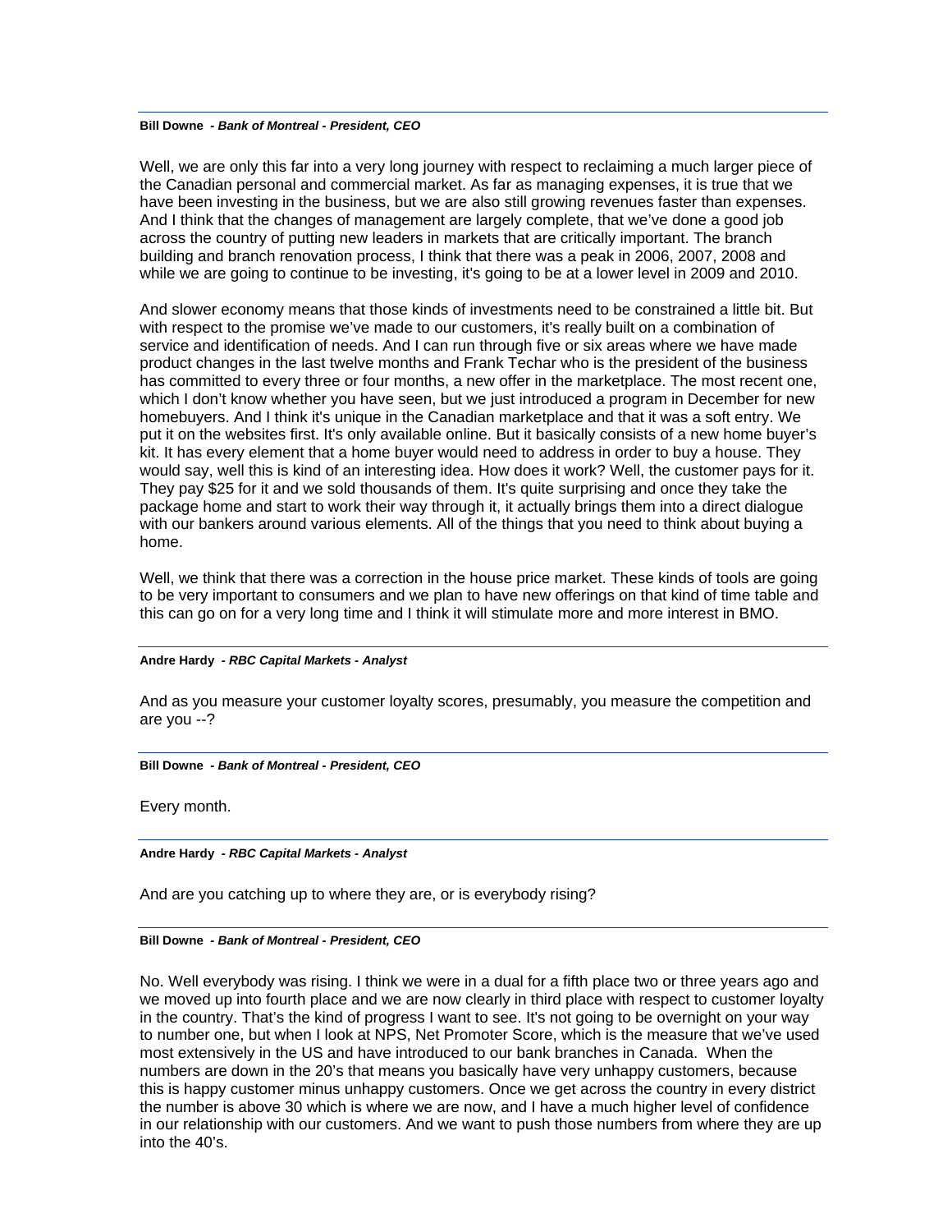**Bill Downe** *- Bank of Montreal - President, CEO*

Well, we are only this far into a very long journey with respect to reclaiming a much larger piece of the Canadian personal and commercial market. As far as managing expenses, it is true that we have been investing in the business, but we are also still growing revenues faster than expenses. And I think that the changes of management are largely complete, that we've done a good job across the country of putting new leaders in markets that are critically important. The branch building and branch renovation process, I think that there was a peak in 2006, 2007, 2008 and while we are going to continue to be investing, it's going to be at a lower level in 2009 and 2010.

And slower economy means that those kinds of investments need to be constrained a little bit. But with respect to the promise we've made to our customers, it's really built on a combination of service and identification of needs. And I can run through five or six areas where we have made product changes in the last twelve months and Frank Techar who is the president of the business has committed to every three or four months, a new offer in the marketplace. The most recent one, which I don't know whether you have seen, but we just introduced a program in December for new homebuyers. And I think it's unique in the Canadian marketplace and that it was a soft entry. We put it on the websites first. It's only available online. But it basically consists of a new home buyer's kit. It has every element that a home buyer would need to address in order to buy a house. They would say, well this is kind of an interesting idea. How does it work? Well, the customer pays for it. They pay $25 for it and we sold thousands of them. It's quite surprising and once they take the package home and start to work their way through it, it actually brings them into a direct dialogue with our bankers around various elements. All of the things that you need to think about buying a home.

Well, we think that there was a correction in the house price market. These kinds of tools are going to be very important to consumers and we plan to have new offerings on that kind of time table and this can go on for a very long time and I think it will stimulate more and more interest in BMO.

**Andre Hardy** *- RBC Capital Markets - Analyst*

And as you measure your customer loyalty scores, presumably, you measure the competition and are you --?

**Bill Downe** *- Bank of Montreal - President, CEO*

Every month.

**Andre Hardy** *- RBC Capital Markets - Analyst*

And are you catching up to where they are, or is everybody rising?

**Bill Downe** *- Bank of Montreal - President, CEO*

No. Well everybody was rising. I think we were in a dual for a fifth place two or three years ago and we moved up into fourth place and we are now clearly in third place with respect to customer loyalty in the country. That's the kind of progress I want to see. It's not going to be overnight on your way to number one, but when I look at NPS, Net Promoter Score, which is the measure that we've used most extensively in the US and have introduced to our bank branches in Canada. When the numbers are down in the 20's that means you basically have very unhappy customers, because this is happy customer minus unhappy customers. Once we get across the country in every district the number is above 30 which is where we are now, and I have a much higher level of confidence in our relationship with our customers. And we want to push those numbers from where they are up into the 40's.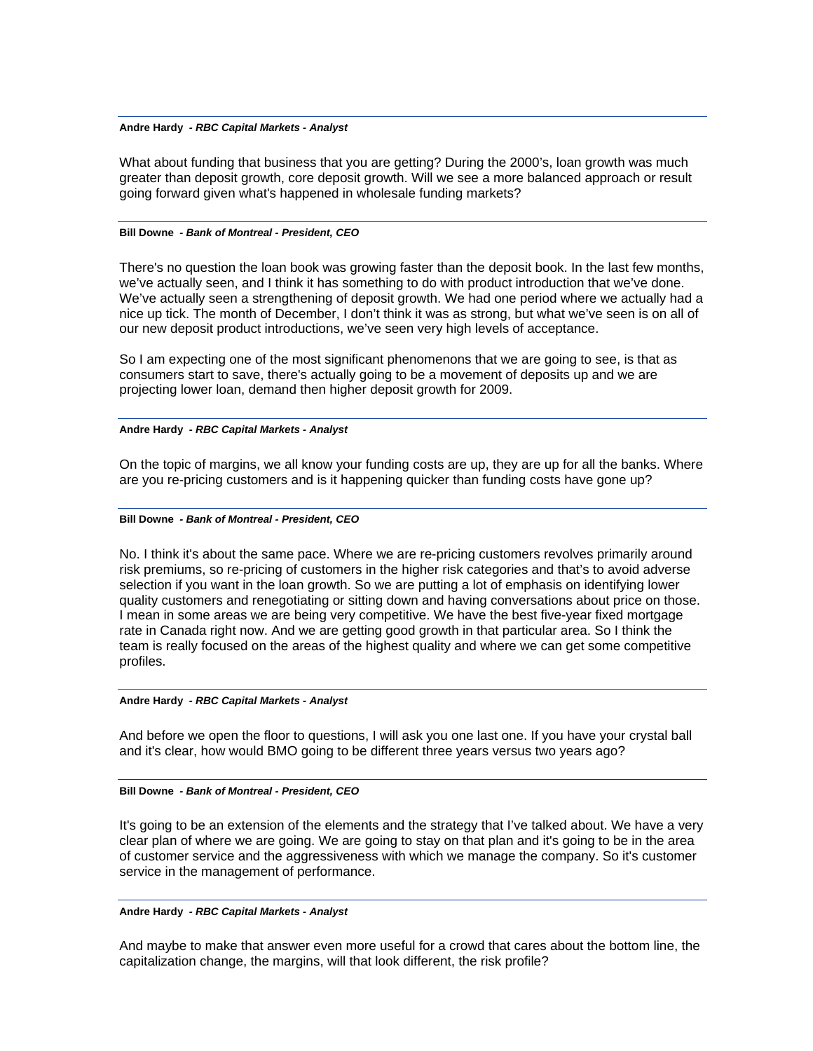**Andre Hardy** *- RBC Capital Markets - Analyst*

What about funding that business that you are getting? During the 2000's, loan growth was much greater than deposit growth, core deposit growth. Will we see a more balanced approach or result going forward given what's happened in wholesale funding markets?

---

**Bill Downe** *- Bank of Montreal - President, CEO*

There's no question the loan book was growing faster than the deposit book. In the last few months, we've actually seen, and I think it has something to do with product introduction that we've done. We've actually seen a strengthening of deposit growth. We had one period where we actually had a nice up tick. The month of December, I don't think it was as strong, but what we've seen is on all of our new deposit product introductions, we've seen very high levels of acceptance.

So I am expecting one of the most significant phenomenons that we are going to see, is that as consumers start to save, there's actually going to be a movement of deposits up and we are projecting lower loan, demand then higher deposit growth for 2009.

---

**Andre Hardy** *- RBC Capital Markets - Analyst*

On the topic of margins, we all know your funding costs are up, they are up for all the banks. Where are you re-pricing customers and is it happening quicker than funding costs have gone up?

---

**Bill Downe** *- Bank of Montreal - President, CEO*

No. I think it's about the same pace. Where we are re-pricing customers revolves primarily around risk premiums, so re-pricing of customers in the higher risk categories and that's to avoid adverse selection if you want in the loan growth. So we are putting a lot of emphasis on identifying lower quality customers and renegotiating or sitting down and having conversations about price on those. I mean in some areas we are being very competitive. We have the best five-year fixed mortgage rate in Canada right now. And we are getting good growth in that particular area. So I think the team is really focused on the areas of the highest quality and where we can get some competitive profiles.

---

**Andre Hardy** *- RBC Capital Markets - Analyst*

And before we open the floor to questions, I will ask you one last one. If you have your crystal ball and it's clear, how would BMO going to be different three years versus two years ago?

---

**Bill Downe** *- Bank of Montreal - President, CEO*

It's going to be an extension of the elements and the strategy that I've talked about. We have a very clear plan of where we are going. We are going to stay on that plan and it's going to be in the area of customer service and the aggressiveness with which we manage the company. So it's customer service in the management of performance.

---

**Andre Hardy** *- RBC Capital Markets - Analyst*

And maybe to make that answer even more useful for a crowd that cares about the bottom line, the capitalization change, the margins, will that look different, the risk profile?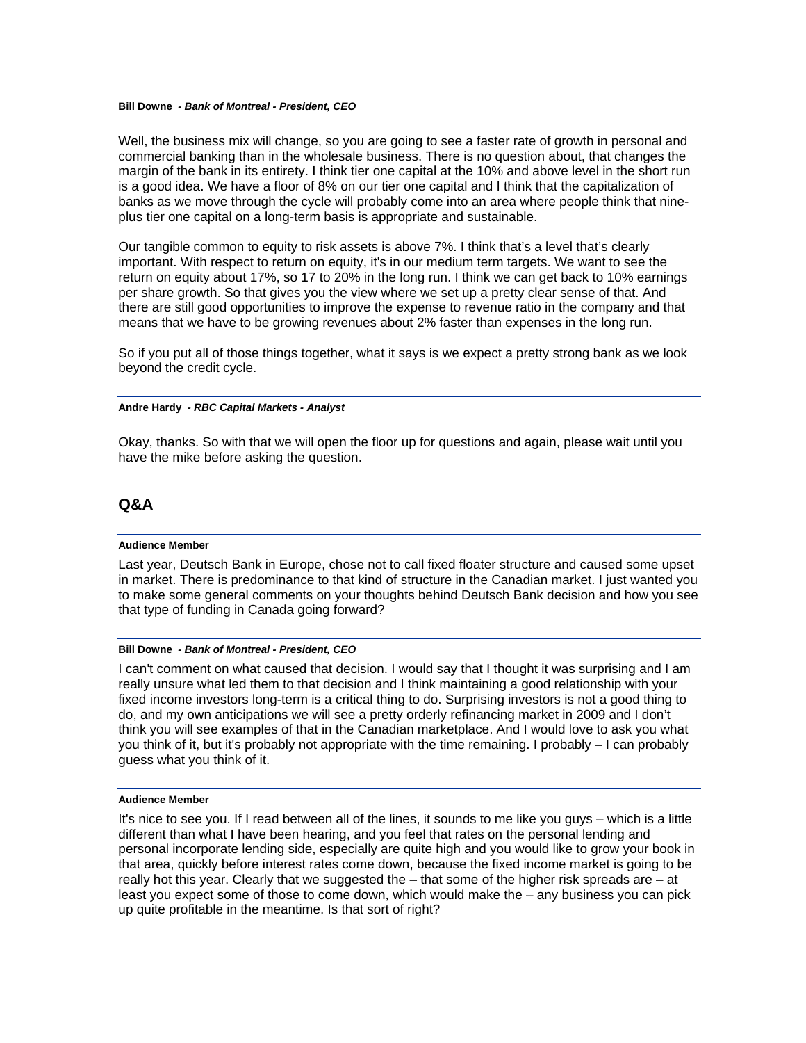**Bill Downe** *- Bank of Montreal - President, CEO*

Well, the business mix will change, so you are going to see a faster rate of growth in personal and commercial banking than in the wholesale business. There is no question about, that changes the margin of the bank in its entirety. I think tier one capital at the 10% and above level in the short run is a good idea. We have a floor of 8% on our tier one capital and I think that the capitalization of banks as we move through the cycle will probably come into an area where people think that nine-plus tier one capital on a long-term basis is appropriate and sustainable.

Our tangible common to equity to risk assets is above 7%. I think that's a level that's clearly important. With respect to return on equity, it's in our medium term targets. We want to see the return on equity about 17%, so 17 to 20% in the long run. I think we can get back to 10% earnings per share growth. So that gives you the view where we set up a pretty clear sense of that. And there are still good opportunities to improve the expense to revenue ratio in the company and that means that we have to be growing revenues about 2% faster than expenses in the long run.

So if you put all of those things together, what it says is we expect a pretty strong bank as we look beyond the credit cycle.

**Andre Hardy** *- RBC Capital Markets - Analyst*

Okay, thanks. So with that we will open the floor up for questions and again, please wait until you have the mike before asking the question.

## Q&A

**Audience Member**

Last year, Deutsch Bank in Europe, chose not to call fixed floater structure and caused some upset in market. There is predominance to that kind of structure in the Canadian market. I just wanted you to make some general comments on your thoughts behind Deutsch Bank decision and how you see that type of funding in Canada going forward?

**Bill Downe** *- Bank of Montreal - President, CEO*

I can't comment on what caused that decision. I would say that I thought it was surprising and I am really unsure what led them to that decision and I think maintaining a good relationship with your fixed income investors long-term is a critical thing to do. Surprising investors is not a good thing to do, and my own anticipations we will see a pretty orderly refinancing market in 2009 and I don't think you will see examples of that in the Canadian marketplace. And I would love to ask you what you think of it, but it's probably not appropriate with the time remaining. I probably – I can probably guess what you think of it.

**Audience Member**

It's nice to see you. If I read between all of the lines, it sounds to me like you guys – which is a little different than what I have been hearing, and you feel that rates on the personal lending and personal incorporate lending side, especially are quite high and you would like to grow your book in that area, quickly before interest rates come down, because the fixed income market is going to be really hot this year. Clearly that we suggested the – that some of the higher risk spreads are – at least you expect some of those to come down, which would make the – any business you can pick up quite profitable in the meantime. Is that sort of right?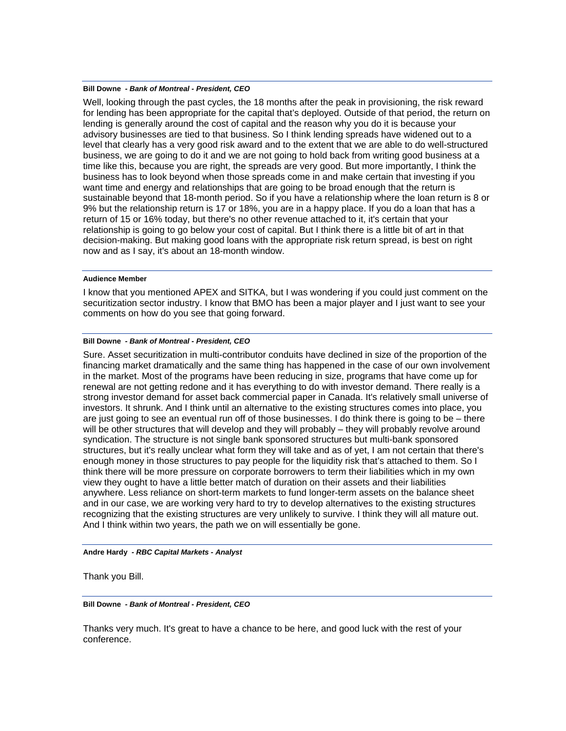**Bill Downe** *- Bank of Montreal - President, CEO*

Well, looking through the past cycles, the 18 months after the peak in provisioning, the risk reward for lending has been appropriate for the capital that's deployed. Outside of that period, the return on lending is generally around the cost of capital and the reason why you do it is because your advisory businesses are tied to that business. So I think lending spreads have widened out to a level that clearly has a very good risk award and to the extent that we are able to do well-structured business, we are going to do it and we are not going to hold back from writing good business at a time like this, because you are right, the spreads are very good. But more importantly, I think the business has to look beyond when those spreads come in and make certain that investing if you want time and energy and relationships that are going to be broad enough that the return is sustainable beyond that 18-month period. So if you have a relationship where the loan return is 8 or 9% but the relationship return is 17 or 18%, you are in a happy place. If you do a loan that has a return of 15 or 16% today, but there's no other revenue attached to it, it's certain that your relationship is going to go below your cost of capital. But I think there is a little bit of art in that decision-making. But making good loans with the appropriate risk return spread, is best on right now and as I say, it's about an 18-month window.

**Audience Member**

I know that you mentioned APEX and SITKA, but I was wondering if you could just comment on the securitization sector industry. I know that BMO has been a major player and I just want to see your comments on how do you see that going forward.

**Bill Downe** *- Bank of Montreal - President, CEO*

Sure. Asset securitization in multi-contributor conduits have declined in size of the proportion of the financing market dramatically and the same thing has happened in the case of our own involvement in the market. Most of the programs have been reducing in size, programs that have come up for renewal are not getting redone and it has everything to do with investor demand. There really is a strong investor demand for asset back commercial paper in Canada. It's relatively small universe of investors. It shrunk. And I think until an alternative to the existing structures comes into place, you are just going to see an eventual run off of those businesses. I do think there is going to be – there will be other structures that will develop and they will probably – they will probably revolve around syndication. The structure is not single bank sponsored structures but multi-bank sponsored structures, but it's really unclear what form they will take and as of yet, I am not certain that there's enough money in those structures to pay people for the liquidity risk that's attached to them. So I think there will be more pressure on corporate borrowers to term their liabilities which in my own view they ought to have a little better match of duration on their assets and their liabilities anywhere. Less reliance on short-term markets to fund longer-term assets on the balance sheet and in our case, we are working very hard to try to develop alternatives to the existing structures recognizing that the existing structures are very unlikely to survive. I think they will all mature out. And I think within two years, the path we on will essentially be gone.

**Andre Hardy** *- RBC Capital Markets - Analyst*

Thank you Bill.

**Bill Downe** *- Bank of Montreal - President, CEO*

Thanks very much. It's great to have a chance to be here, and good luck with the rest of your conference.